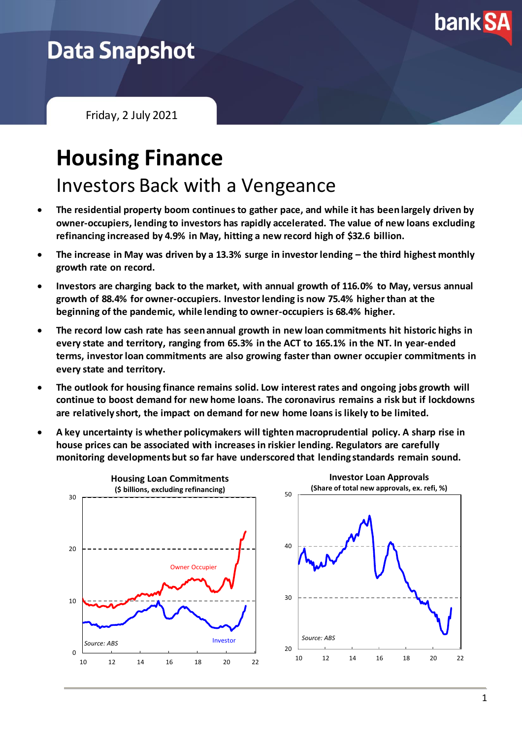Data Snapshot

Friday, 2 July 2021

# Housing Finance

## Investors Back with a Vengeance

- **The residential property boom continues to gather pace, and while it has been largely driven by owner-occupiers, lending to investors has rapidly accelerated. The value of new loans excluding refinancing increased by 4.9% in May, hitting a new record high of $32.6 billion.**
- **The increase in May was driven by a 13.3% surge in investor lending – the third highest monthly growth rate on record.**
- **Investors are charging back to the market, with annual growth of 116.0% to May, versus annual growth of 88.4% for owner-occupiers. Investor lending is now 75.4% higher than at the beginning of the pandemic, while lending to owner-occupiers is 68.4% higher.**
- **The record low cash rate has seen annual growth in new loan commitments hit historic highs in every state and territory, ranging from 65.3% in the ACT to 165.1% in the NT. In year-ended terms, investor loan commitments are also growing faster than owner occupier commitments in every state and territory.**
- **The outlook for housing finance remains solid. Low interest rates and ongoing jobs growth will continue to boost demand for new home loans. The coronavirus remains a risk but if lockdowns are relatively short, the impact on demand for new home loans is likely to be limited.**
- **A key uncertainty is whether policymakers will tighten macroprudential policy. A sharp rise in house prices can be associated with increases in riskier lending. Regulators are carefully monitoring developments but so far have underscored that lending standards remain sound.**

**Housing Loan Commitments**
**($ billions, excluding refinancing)**

30
20
10
0
10 12 14 16 18 20 22
Owner Occupier
Investor
Source: ABS

**Investor Loan Approvals**
**(Share of total new approvals, ex. refi, %)**

50
40
30
20
10 12 14 16 18 20 22
Source: ABS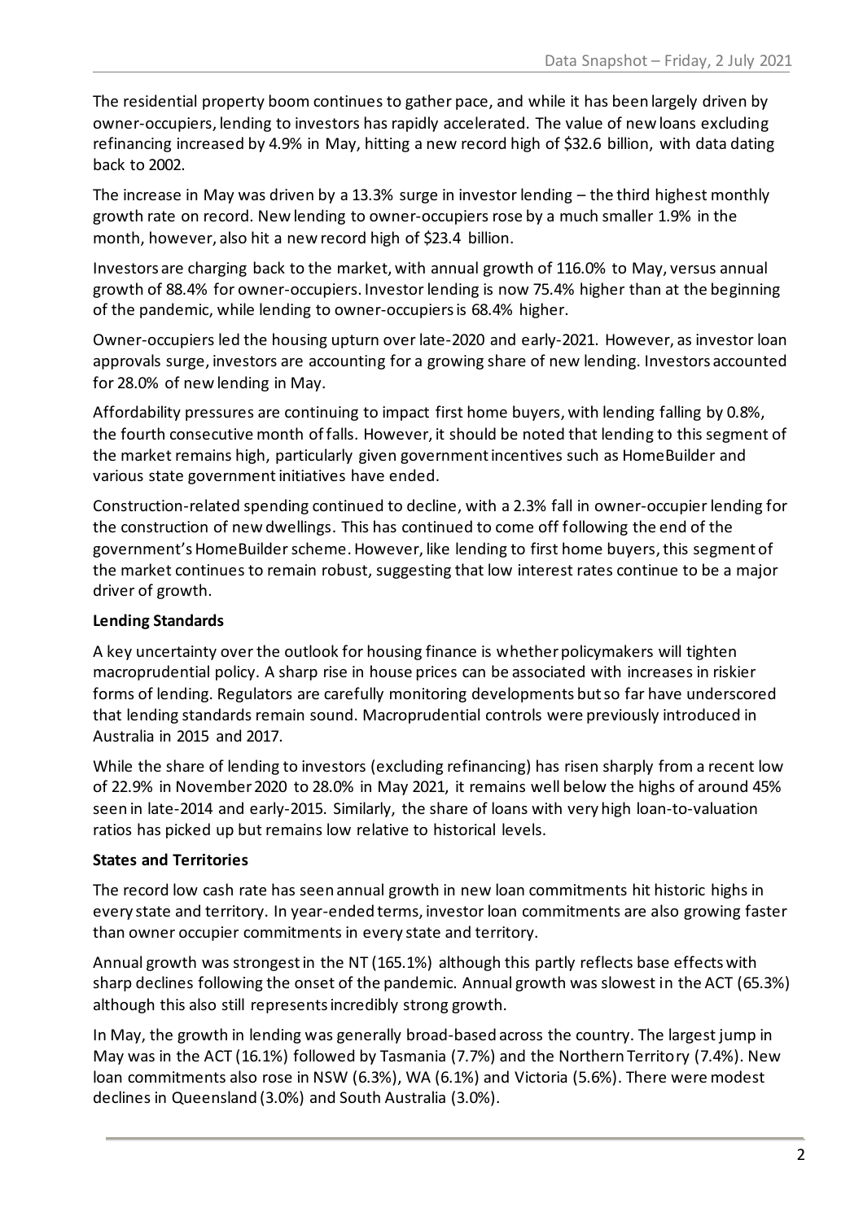The residential property boom continues to gather pace, and while it has been largely driven by owner-occupiers, lending to investors has rapidly accelerated. The value of new loans excluding refinancing increased by 4.9% in May, hitting a new record high of $32.6 billion, with data dating back to 2002.

The increase in May was driven by a 13.3% surge in investor lending – the third highest monthly growth rate on record. New lending to owner-occupiers rose by a much smaller 1.9% in the month, however, also hit a new record high of $23.4 billion.

Investors are charging back to the market, with annual growth of 116.0% to May, versus annual growth of 88.4% for owner-occupiers. Investor lending is now 75.4% higher than at the beginning of the pandemic, while lending to owner-occupiers is 68.4% higher.

Owner-occupiers led the housing upturn over late-2020 and early-2021. However, as investor loan approvals surge, investors are accounting for a growing share of new lending. Investors accounted for 28.0% of new lending in May.

Affordability pressures are continuing to impact first home buyers, with lending falling by 0.8%, the fourth consecutive month of falls. However, it should be noted that lending to this segment of the market remains high, particularly given government incentives such as HomeBuilder and various state government initiatives have ended.

Construction-related spending continued to decline, with a 2.3% fall in owner-occupier lending for the construction of new dwellings. This has continued to come off following the end of the government's HomeBuilder scheme. However, like lending to first home buyers, this segment of the market continues to remain robust, suggesting that low interest rates continue to be a major driver of growth.

**Lending Standards**

A key uncertainty over the outlook for housing finance is whether policymakers will tighten macroprudential policy. A sharp rise in house prices can be associated with increases in riskier forms of lending. Regulators are carefully monitoring developments but so far have underscored that lending standards remain sound. Macroprudential controls were previously introduced in Australia in 2015 and 2017.

While the share of lending to investors (excluding refinancing) has risen sharply from a recent low of 22.9% in November 2020 to 28.0% in May 2021, it remains well below the highs of around 45% seen in late-2014 and early-2015. Similarly, the share of loans with very high loan-to-valuation ratios has picked up but remains low relative to historical levels.

**States and Territories**

The record low cash rate has seen annual growth in new loan commitments hit historic highs in every state and territory. In year-ended terms, investor loan commitments are also growing faster than owner occupier commitments in every state and territory.

Annual growth was strongest in the NT (165.1%) although this partly reflects base effects with sharp declines following the onset of the pandemic. Annual growth was slowest in the ACT (65.3%) although this also still represents incredibly strong growth.

In May, the growth in lending was generally broad-based across the country. The largest jump in May was in the ACT (16.1%) followed by Tasmania (7.7%) and the Northern Territory (7.4%). New loan commitments also rose in NSW (6.3%), WA (6.1%) and Victoria (5.6%). There were modest declines in Queensland (3.0%) and South Australia (3.0%).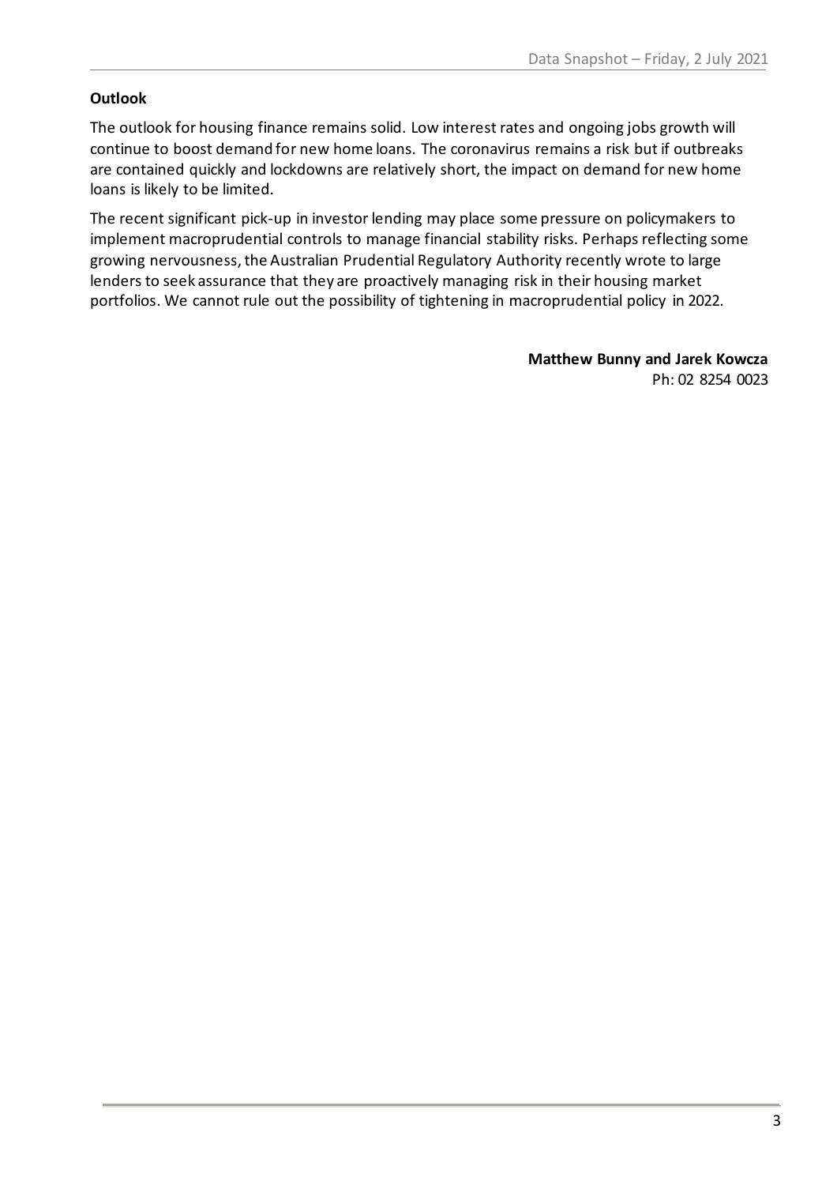**Outlook**

The outlook for housing finance remains solid. Low interest rates and ongoing jobs growth will continue to boost demand for new home loans. The coronavirus remains a risk but if outbreaks are contained quickly and lockdowns are relatively short, the impact on demand for new home loans is likely to be limited.

The recent significant pick-up in investor lending may place some pressure on policymakers to implement macroprudential controls to manage financial stability risks. Perhaps reflecting some growing nervousness, the Australian Prudential Regulatory Authority recently wrote to large lenders to seek assurance that they are proactively managing risk in their housing market portfolios. We cannot rule out the possibility of tightening in macroprudential policy in 2022.

**Matthew Bunny and Jarek Kowcza**
Ph: 02 8254 0023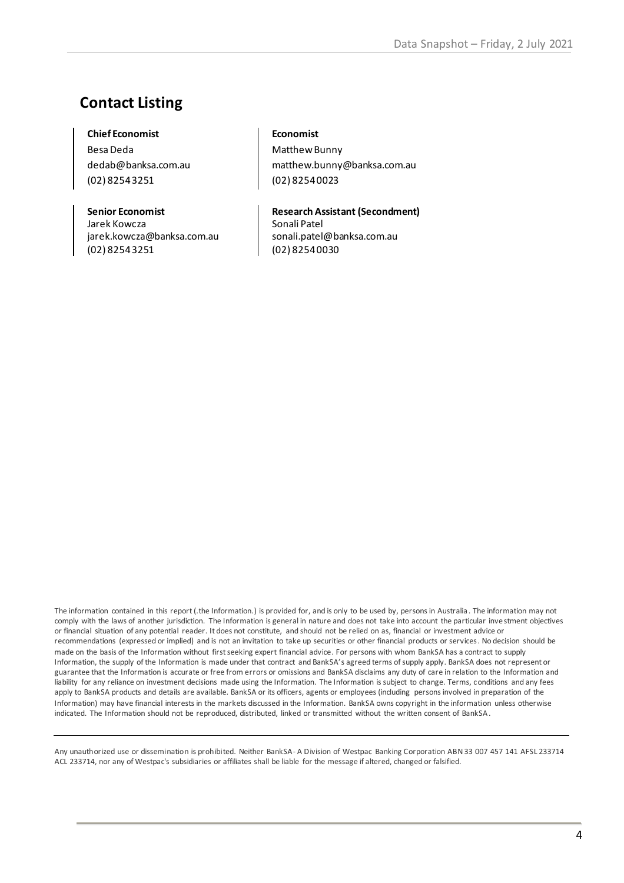## Contact Listing

**Chief Economist**
Besa Deda
dedab@banksa.com.au
(02) 8254 3251

**Economist**
Matthew Bunny
matthew.bunny@banksa.com.au
(02) 8254 0023

**Senior Economist**
Jarek Kowcza
jarek.kowcza@banksa.com.au
(02) 8254 3251

**Research Assistant (Secondment)**
Sonali Patel
sonali.patel@banksa.com.au
(02) 8254 0030

The information contained in this report (.the Information.) is provided for, and is only to be used by, persons in Australia. The information may not comply with the laws of another jurisdiction. The Information is general in nature and does not take into account the particular investment objectives or financial situation of any potential reader. It does not constitute, and should not be relied on as, financial or investment advice or recommendations (expressed or implied) and is not an invitation to take up securities or other financial products or services. No decision should be made on the basis of the Information without first seeking expert financial advice. For persons with whom BankSA has a contract to supply Information, the supply of the Information is made under that contract and BankSA's agreed terms of supply apply. BankSA does not represent or guarantee that the Information is accurate or free from errors or omissions and BankSA disclaims any duty of care in relation to the Information and liability for any reliance on investment decisions made using the Information. The Information is subject to change. Terms, conditions and any fees apply to BankSA products and details are available. BankSA or its officers, agents or employees (including persons involved in preparation of the Information) may have financial interests in the markets discussed in the Information. BankSA owns copyright in the information unless otherwise indicated. The Information should not be reproduced, distributed, linked or transmitted without the written consent of BankSA.

---

Any unauthorized use or dissemination is prohibited. Neither BankSA - A Division of Westpac Banking Corporation ABN 33 007 457 141 AFSL 233714 ACL 233714, nor any of Westpac's subsidiaries or affiliates shall be liable for the message if altered, changed or falsified.